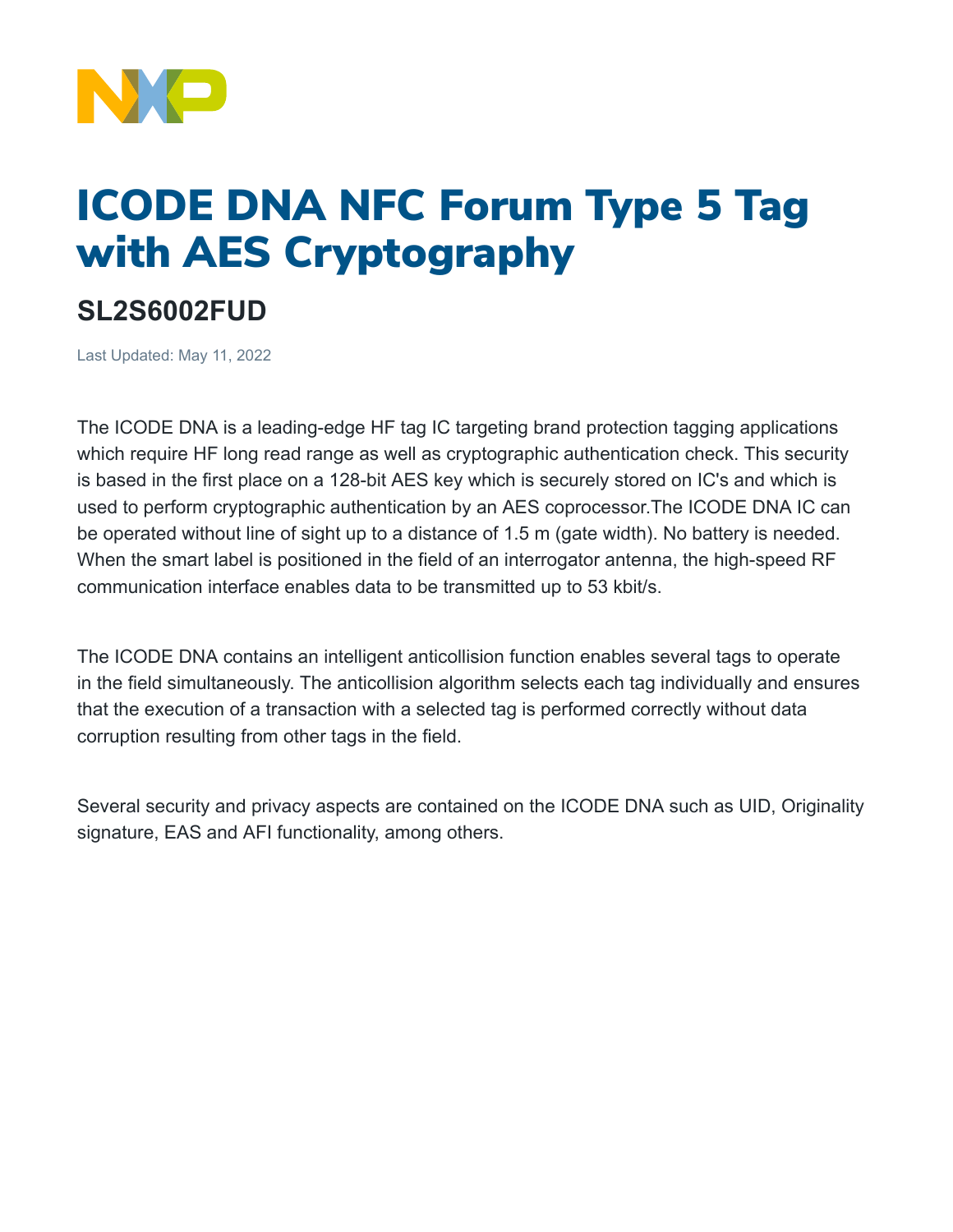# ICODE DNA NFC Forum Type 5 Tag with AES Cryptography

## SL2S6002FUD

Last Updated: May 11, 2022

The ICODE DNA is a leading-edge HF tag IC targeting brand protection tagging applications which require HF long read range as well as cryptographic authentication check. This security is based in the first place on a 128-bit AES key which is securely stored on IC's and which is used to perform cryptographic authentication by an AES coprocessor.The ICODE DNA IC can be operated without line of sight up to a distance of 1.5 m (gate width). No battery is needed. When the smart label is positioned in the field of an interrogator antenna, the high-speed RF communication interface enables data to be transmitted up to 53 kbit/s.

The ICODE DNA contains an intelligent anticollision function enables several tags to operate in the field simultaneously. The anticollision algorithm selects each tag individually and ensures that the execution of a transaction with a selected tag is performed correctly without data corruption resulting from other tags in the field.

Several security and privacy aspects are contained on the ICODE DNA such as UID, Originality signature, EAS and AFI functionality, among others.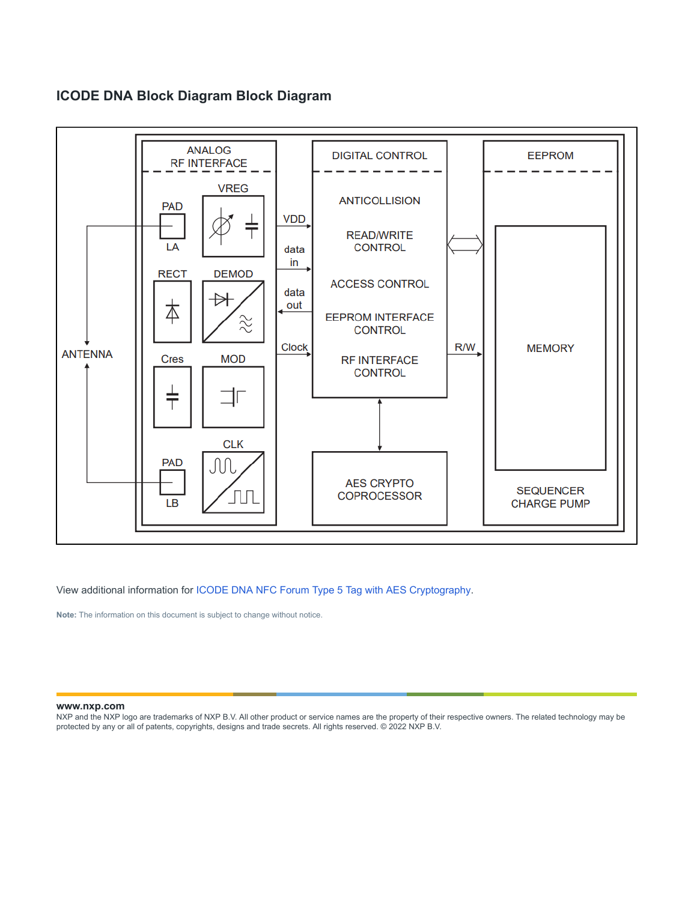## ICODE DNA Block Diagram Block Diagram

ANALOG RF INTERFACE

VREG

PAD

LA

RECT

DEMOD

Cres

MOD

CLK

PAD

LB

ANTENNA

VDD

data in

data out

Clock

DIGITAL CONTROL

ANTICOLLISION

READ/WRITE CONTROL

ACCESS CONTROL

EEPROM INTERFACE CONTROL

RF INTERFACE CONTROL

AES CRYPTO COPROCESSOR

R/W

EEPROM

MEMORY

SEQUENCER CHARGE PUMP

View additional information for ICODE DNA NFC Forum Type 5 Tag with AES Cryptography.

**Note:** The information on this document is subject to change without notice.

**www.nxp.com**

NXP and the NXP logo are trademarks of NXP B.V. All other product or service names are the property of their respective owners. The related technology may be protected by any or all of patents, copyrights, designs and trade secrets. All rights reserved. © 2022 NXP B.V.